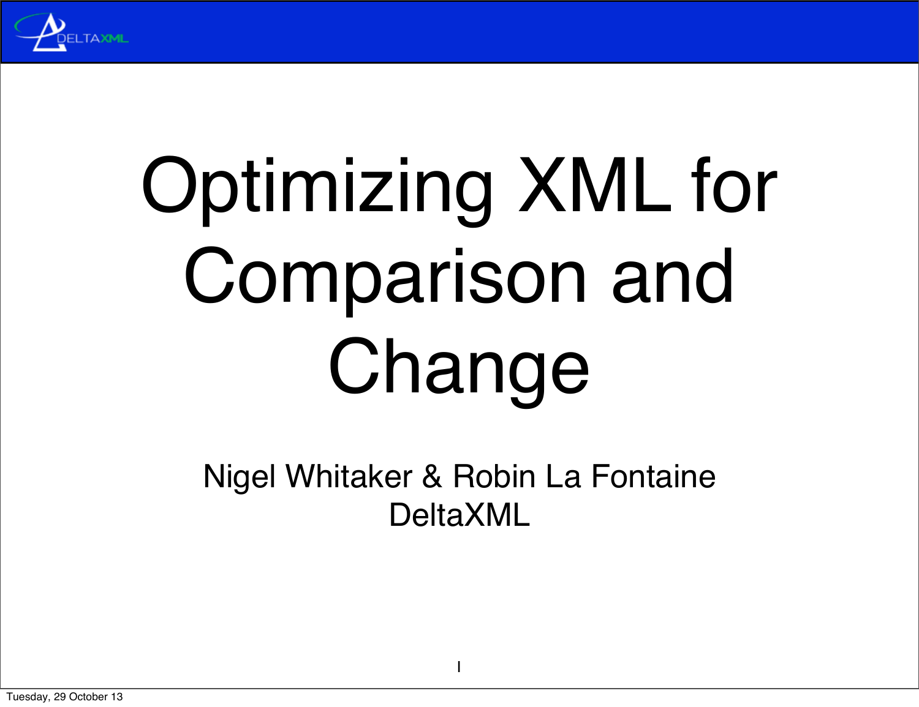# Optimizing XML for Comparison and Change

Nigel Whitaker & Robin La Fontaine
DeltaXML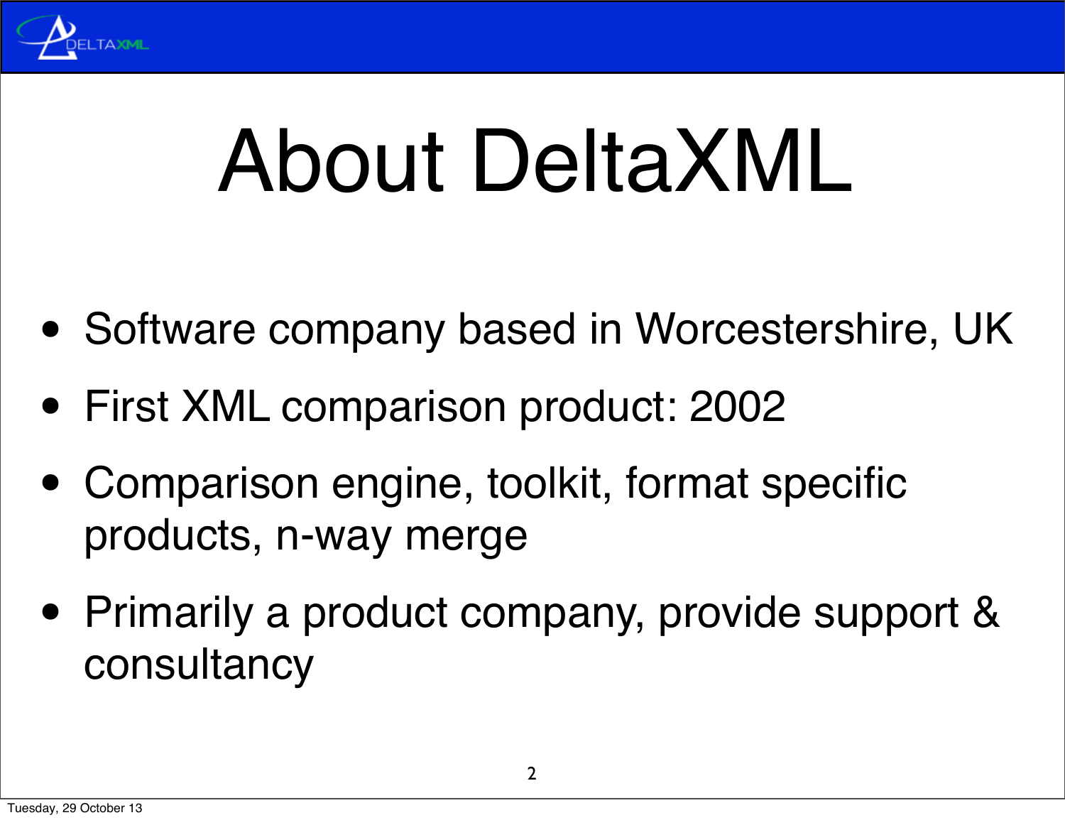# About DeltaXML

- Software company based in Worcestershire, UK
- First XML comparison product: 2002
- Comparison engine, toolkit, format specific products, n-way merge
- Primarily a product company, provide support & consultancy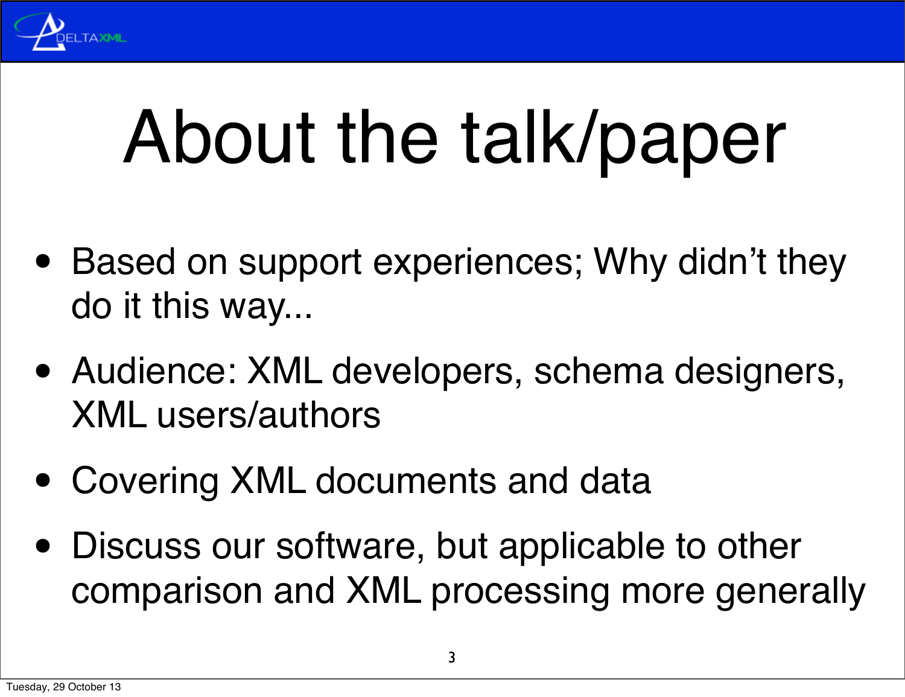# About the talk/paper

- Based on support experiences; Why didn't they do it this way...
- Audience: XML developers, schema designers, XML users/authors
- Covering XML documents and data
- Discuss our software, but applicable to other comparison and XML processing more generally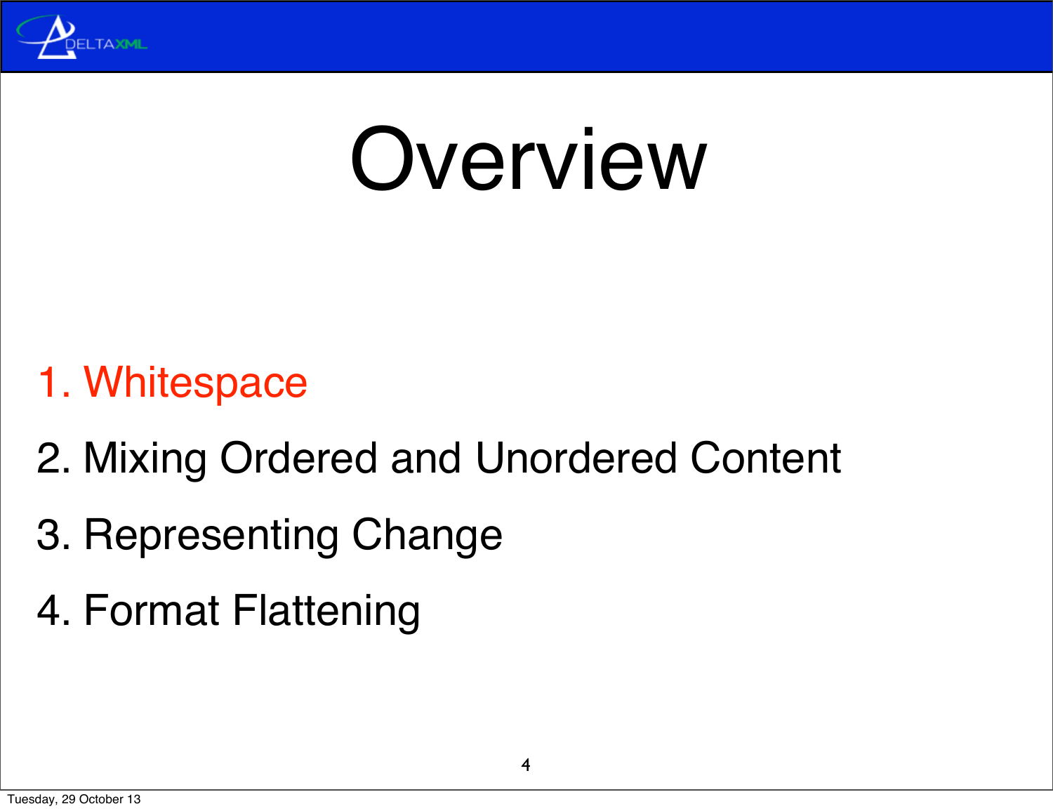# Overview

1. Whitespace
2. Mixing Ordered and Unordered Content
3. Representing Change
4. Format Flattening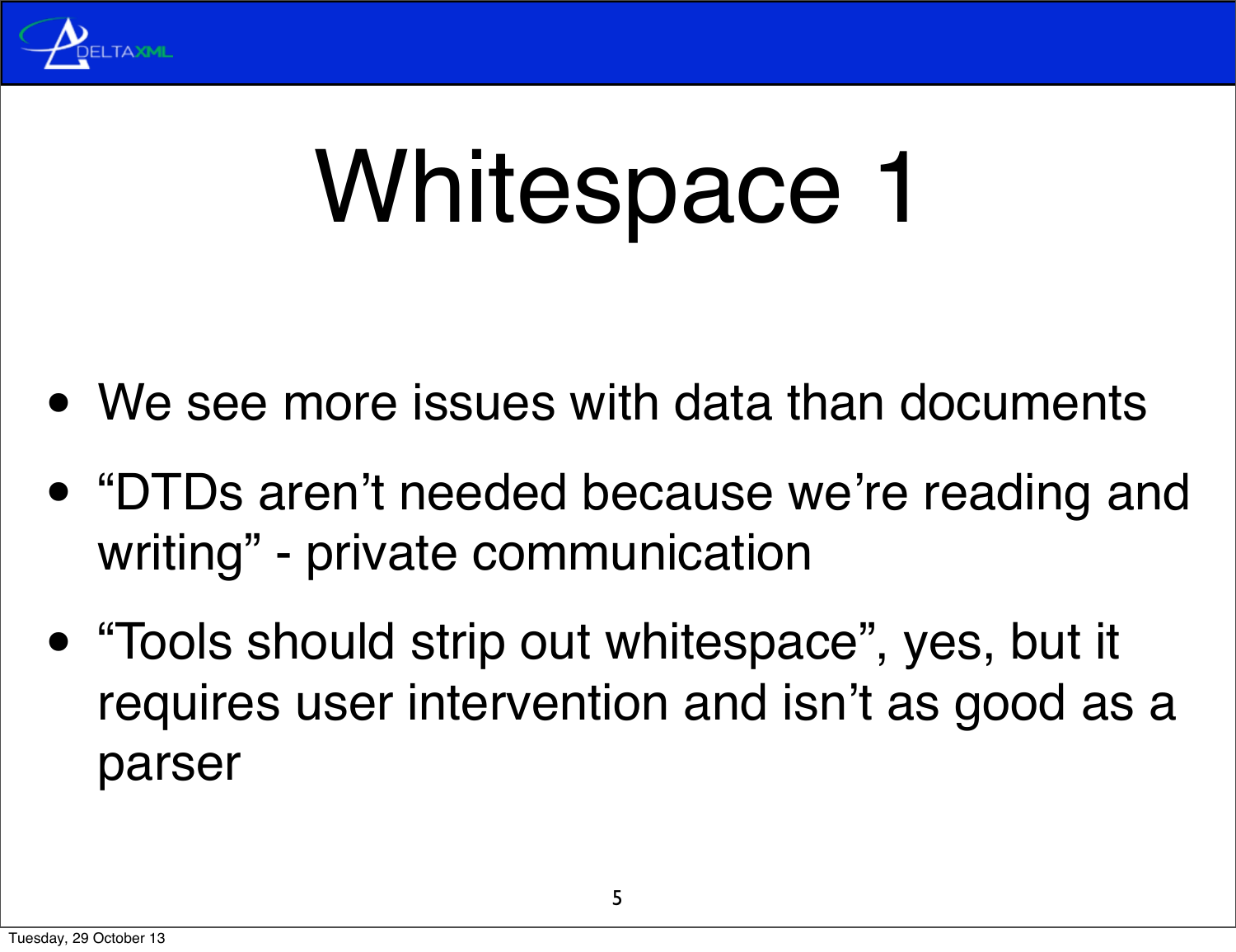# Whitespace 1

- We see more issues with data than documents
- “DTDs aren’t needed because we’re reading and writing” - private communication
- “Tools should strip out whitespace”, yes, but it requires user intervention and isn’t as good as a parser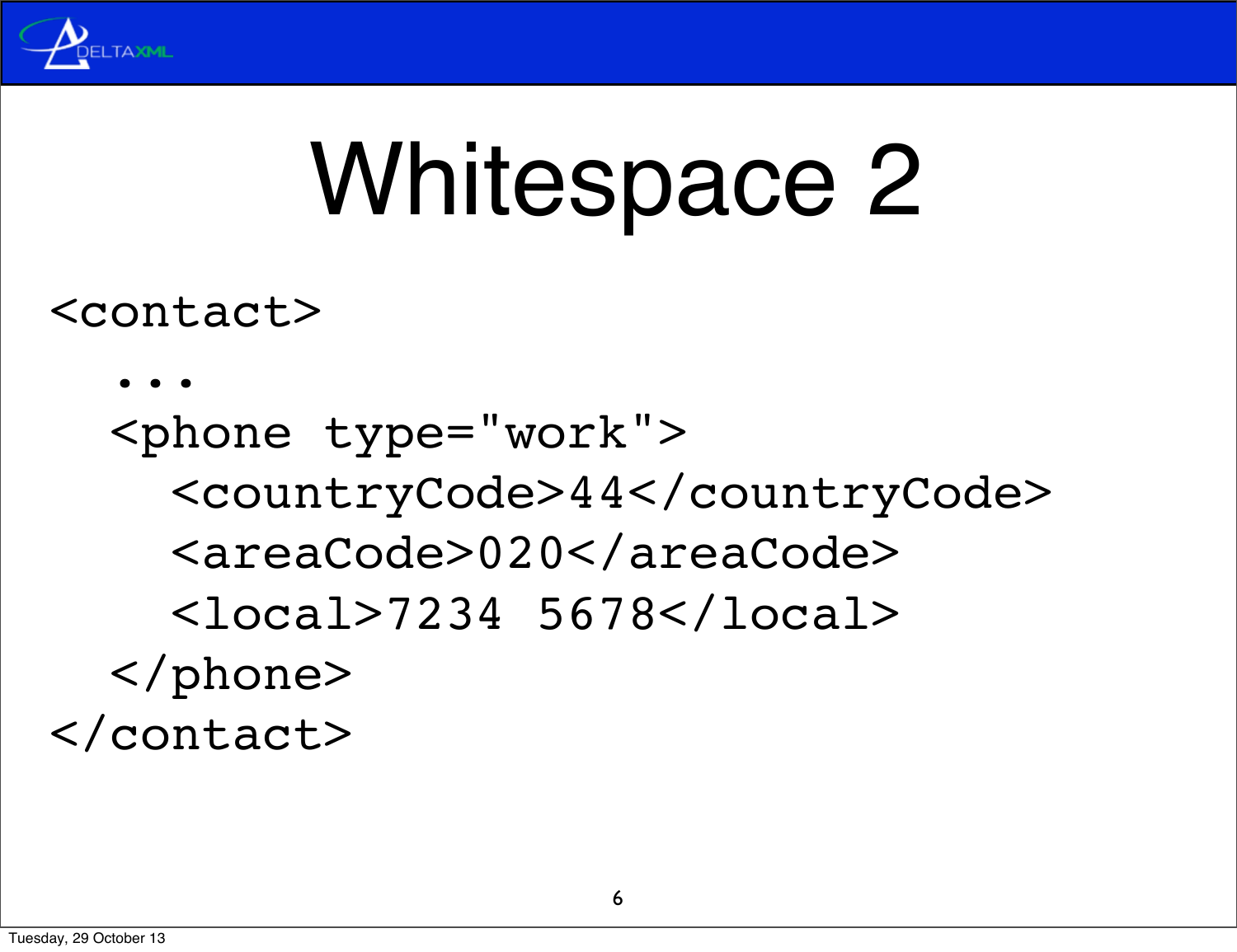# Whitespace 2

```
<contact>
  ...
  <phone type="work">
    <countryCode>44</countryCode>
    <areaCode>020</areaCode>
    <local>7234 5678</local>
  </phone>
</contact>
```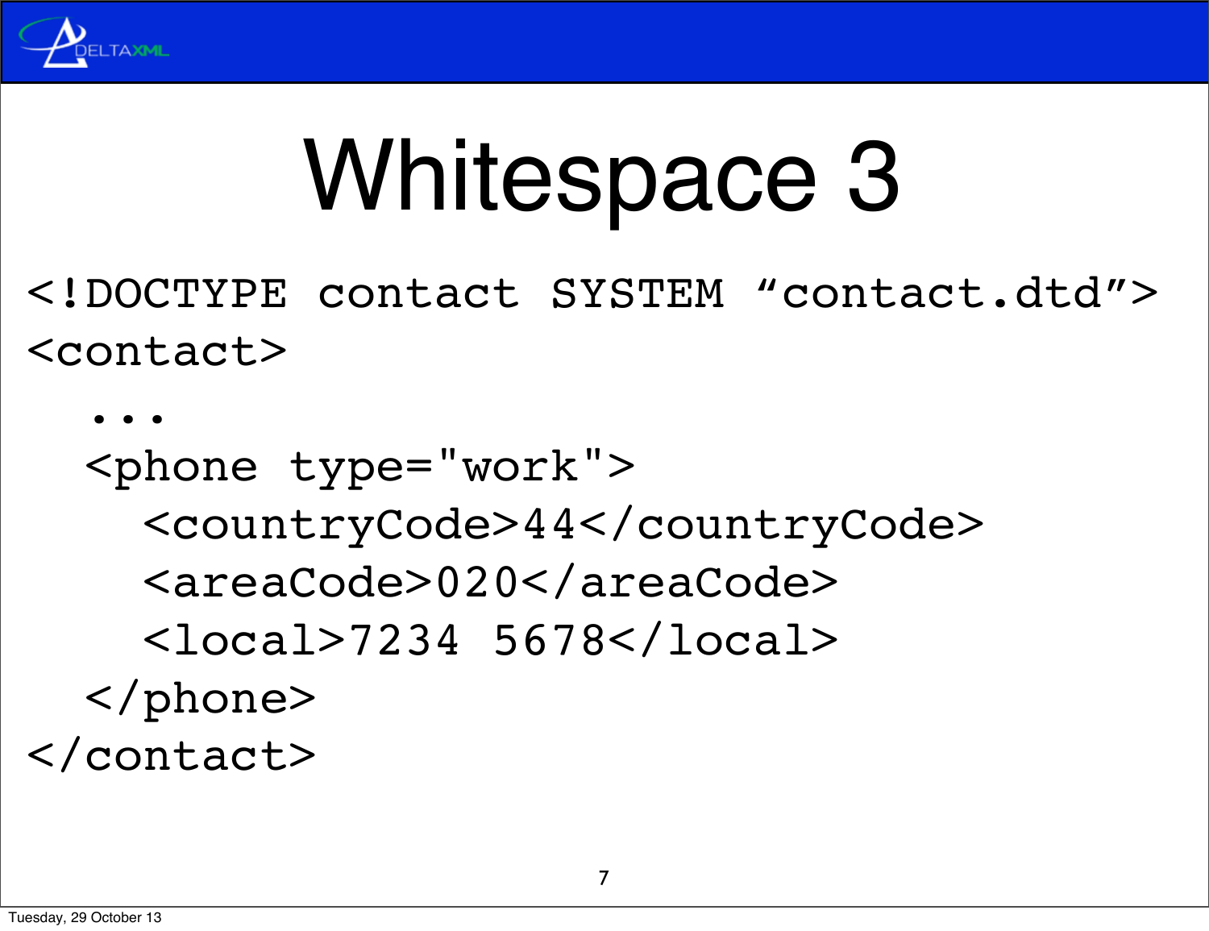# Whitespace 3

```
<!DOCTYPE contact SYSTEM “contact.dtd”>
<contact>
  ...
  <phone type="work">
    <countryCode>44</countryCode>
    <areaCode>020</areaCode>
    <local>7234 5678</local>
  </phone>
</contact>
```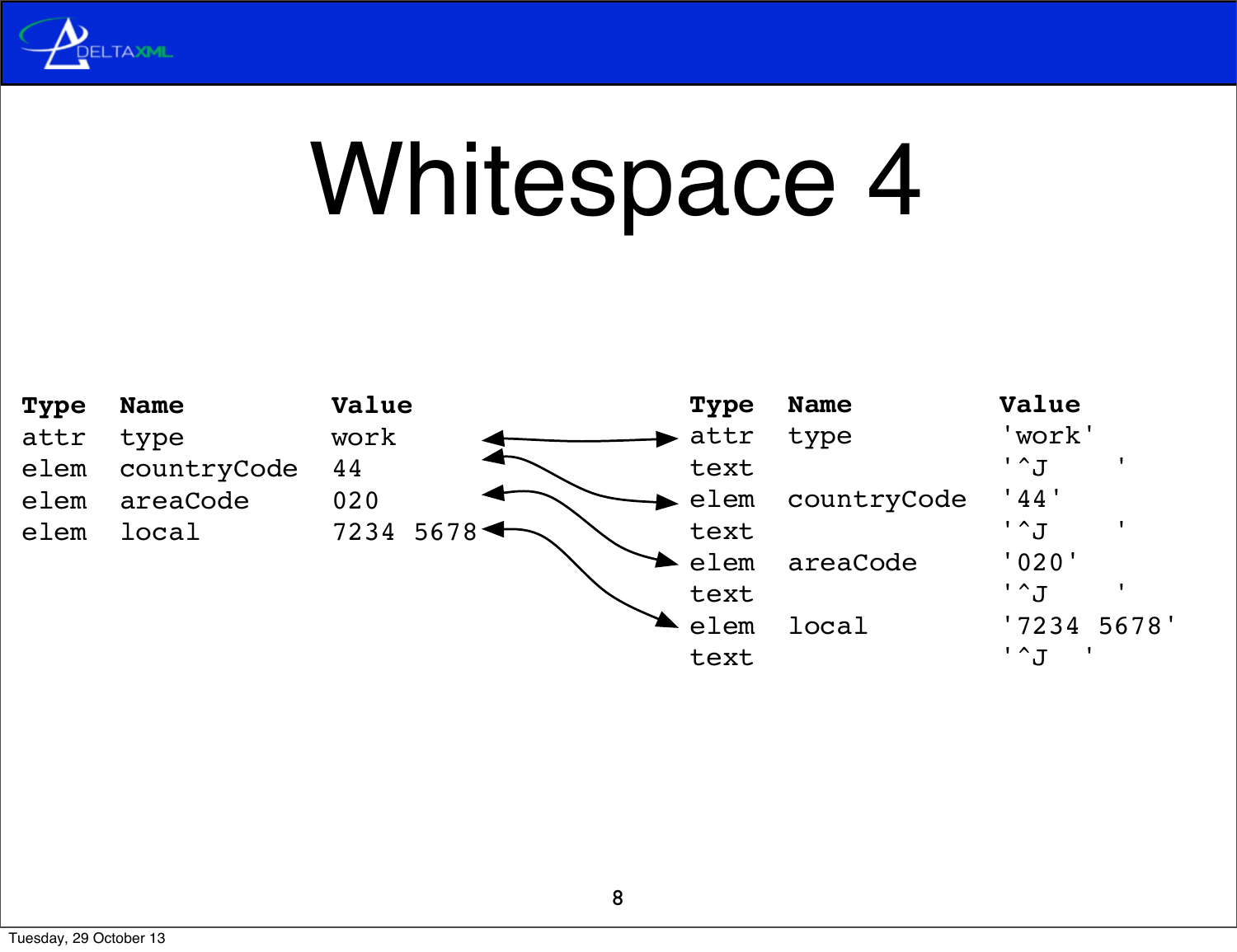# Whitespace 4

| Type | Name | Value |
|---|---|---|
| attr | type | work |
| elem | countryCode | 44 |
| elem | areaCode | 020 |
| elem | local | 7234 5678 |

| Type | Name | Value |
|---|---|---|
| attr | type | 'work' |
| text | | '^J    ' |
| elem | countryCode | '44' |
| text | | '^J    ' |
| elem | areaCode | '020' |
| text | | '^J    ' |
| elem | local | '7234 5678' |
| text | | '^J  ' |

Tuesday, 29 October 13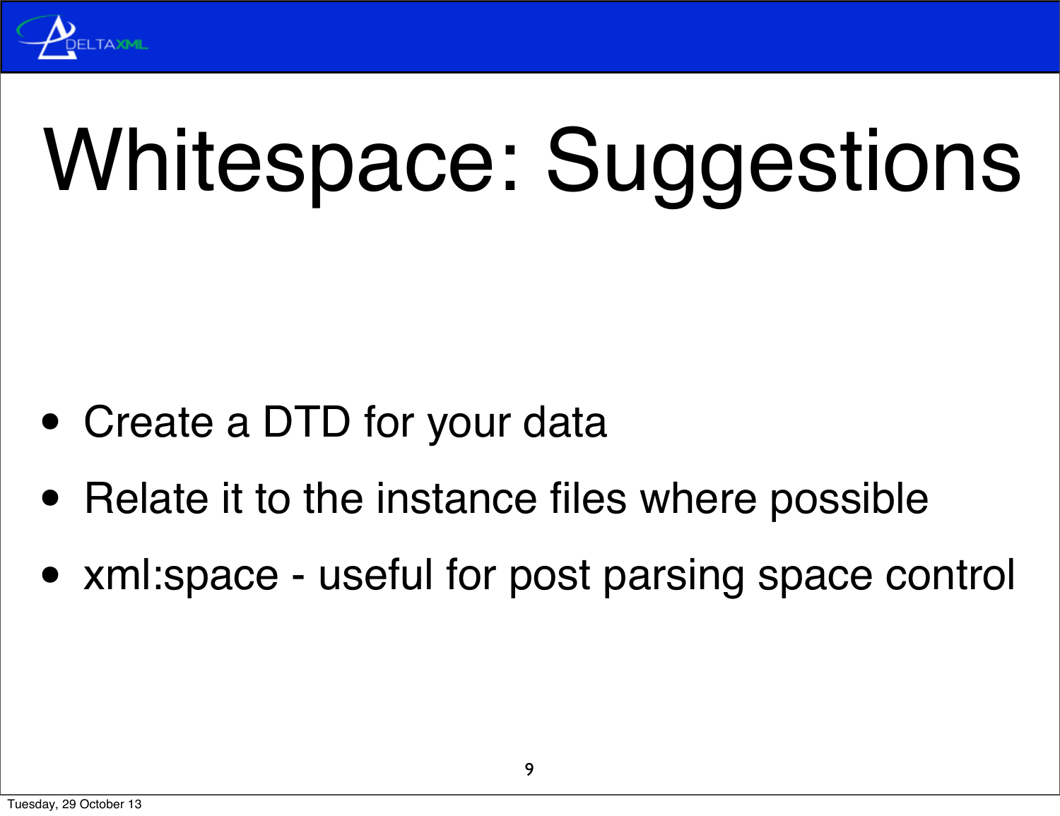# Whitespace: Suggestions

- Create a DTD for your data
- Relate it to the instance files where possible
- xml:space - useful for post parsing space control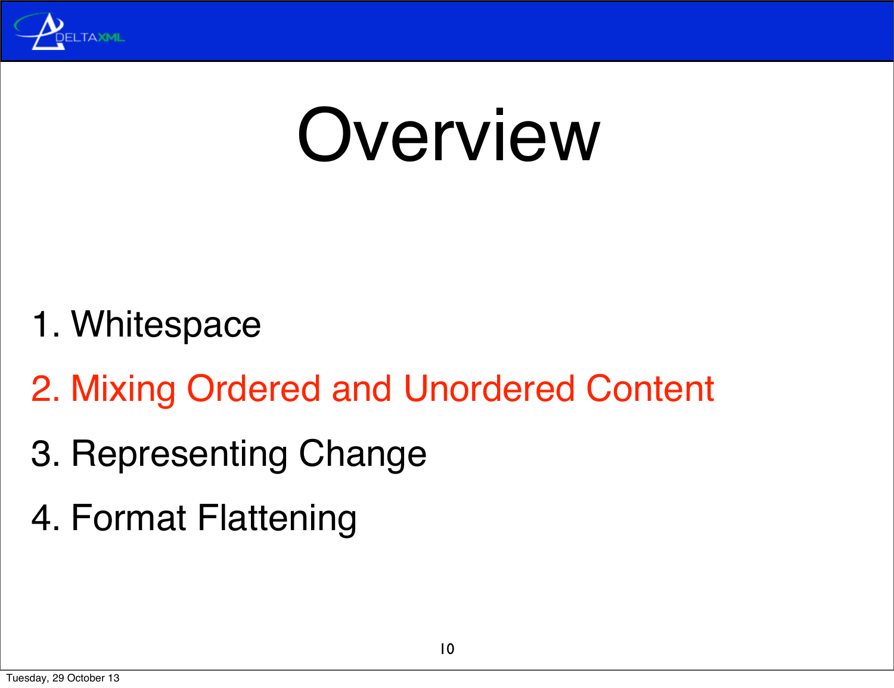# Overview

1. Whitespace
2. Mixing Ordered and Unordered Content
3. Representing Change
4. Format Flattening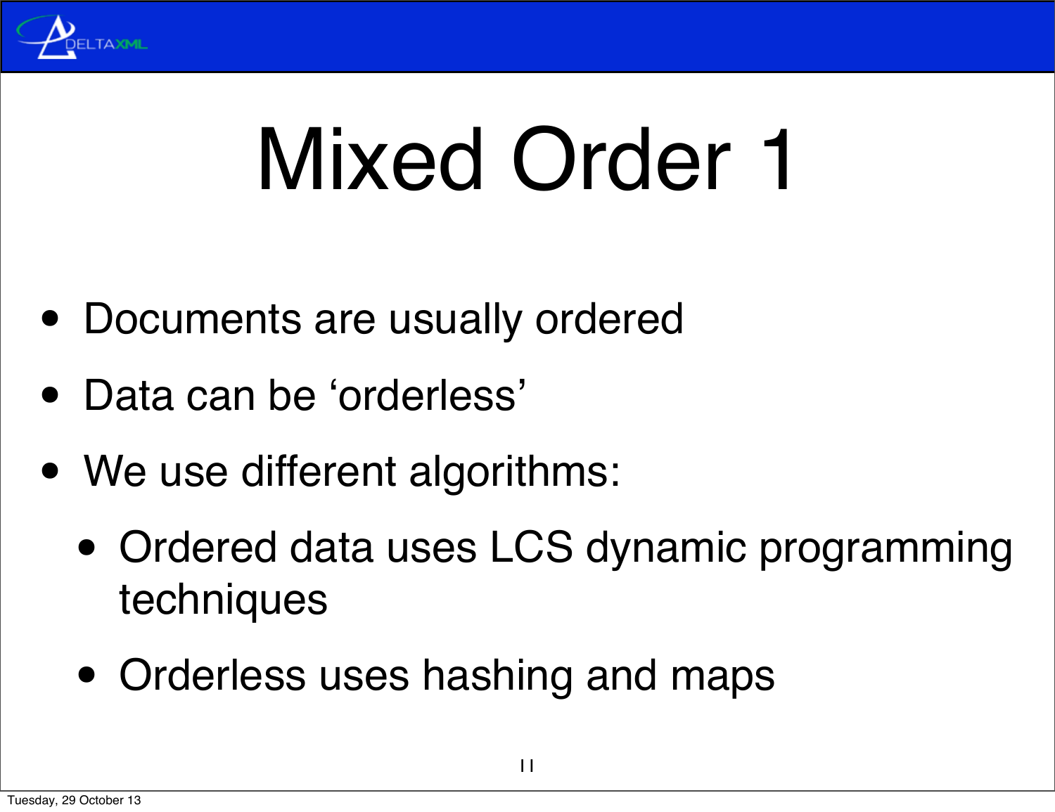# Mixed Order 1

- Documents are usually ordered
- Data can be ‘orderless’
- We use different algorithms:
  - Ordered data uses LCS dynamic programming techniques
  - Orderless uses hashing and maps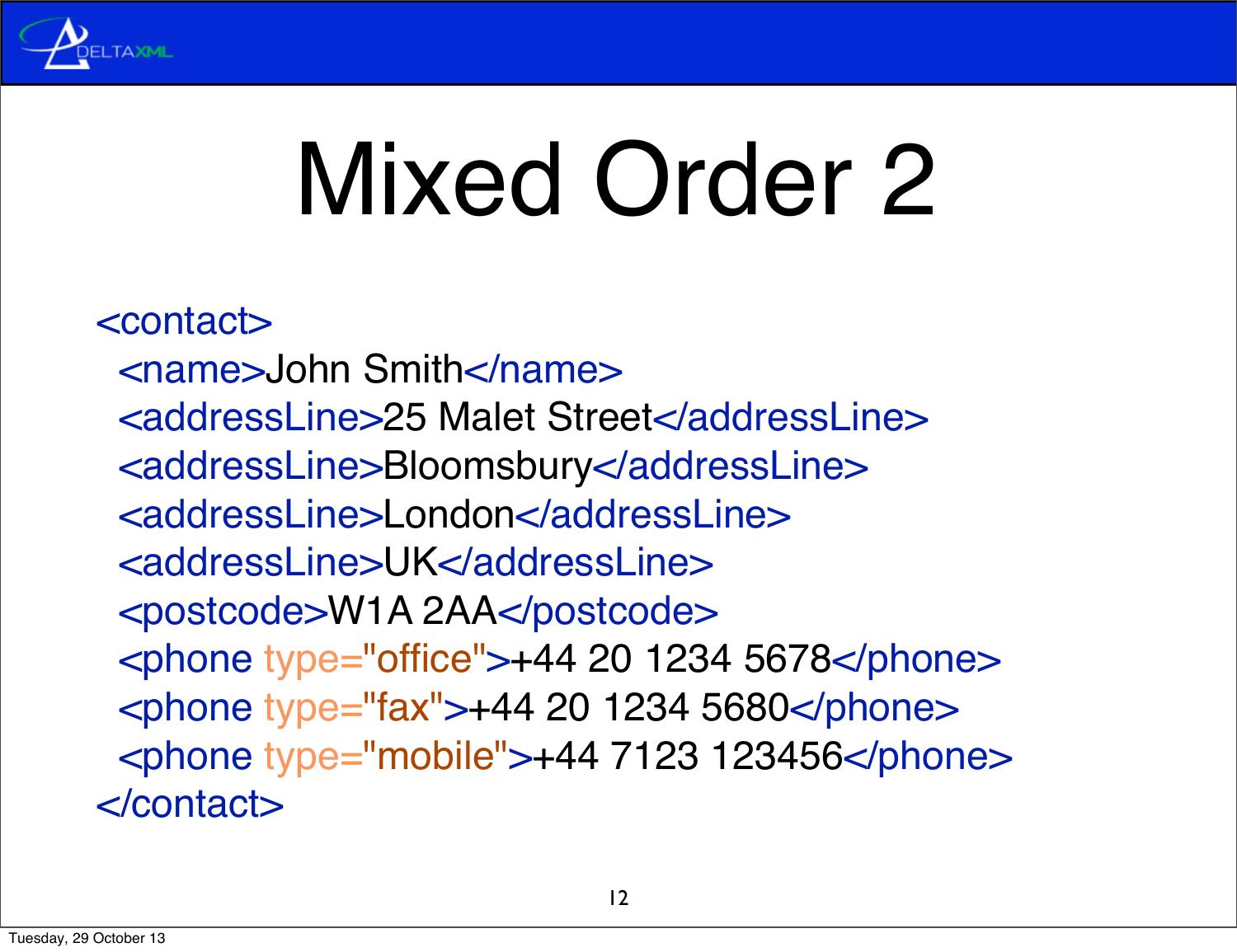# Mixed Order 2

```xml
<contact>
  <name>John Smith</name>
  <addressLine>25 Malet Street</addressLine>
  <addressLine>Bloomsbury</addressLine>
  <addressLine>London</addressLine>
  <addressLine>UK</addressLine>
  <postcode>W1A 2AA</postcode>
  <phone type="office">+44 20 1234 5678</phone>
  <phone type="fax">+44 20 1234 5680</phone>
  <phone type="mobile">+44 7123 123456</phone>
</contact>
```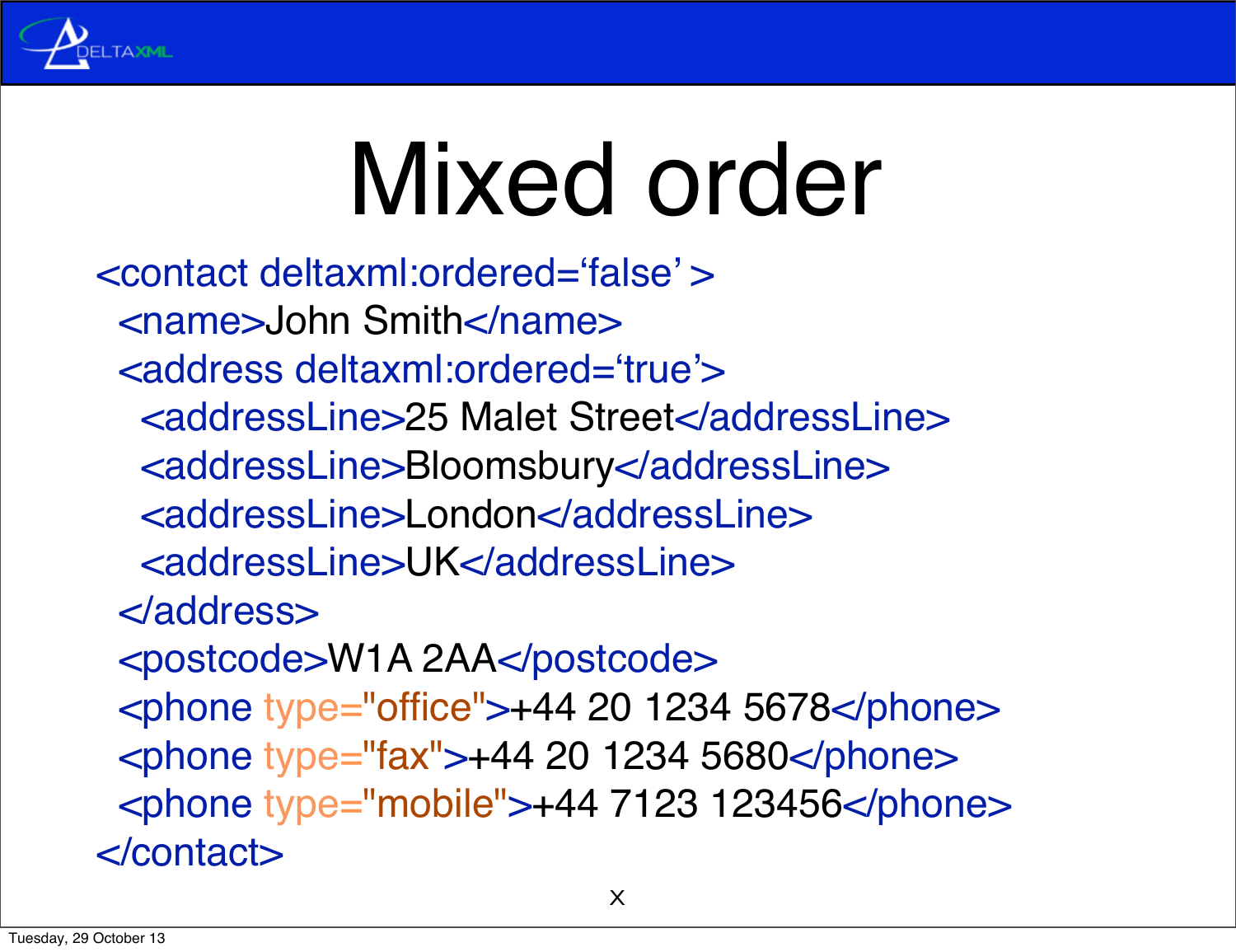# Mixed order

```
<contact deltaxml:ordered='false' >
  <name>John Smith</name>
  <address deltaxml:ordered='true'>
    <addressLine>25 Malet Street</addressLine>
    <addressLine>Bloomsbury</addressLine>
    <addressLine>London</addressLine>
    <addressLine>UK</addressLine>
  </address>
  <postcode>W1A 2AA</postcode>
  <phone type="office">+44 20 1234 5678</phone>
  <phone type="fax">+44 20 1234 5680</phone>
  <phone type="mobile">+44 7123 123456</phone>
</contact>
```

x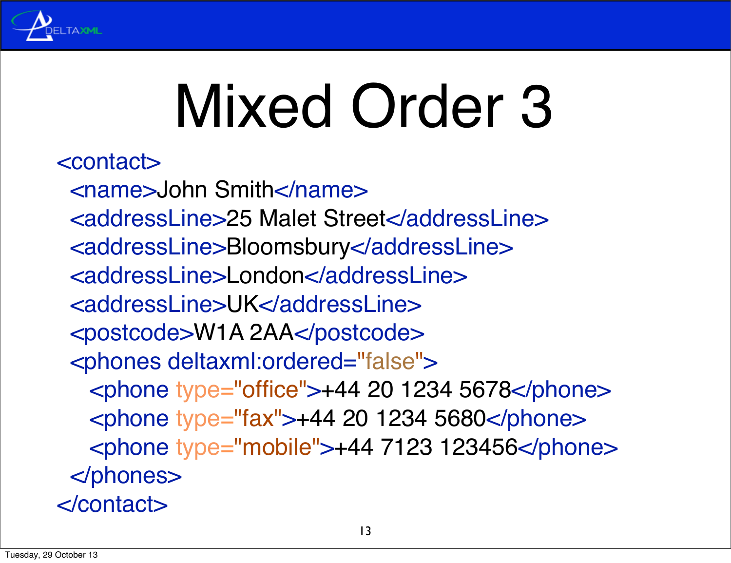# Mixed Order 3

```xml
<contact>
  <name>John Smith</name>
  <addressLine>25 Malet Street</addressLine>
  <addressLine>Bloomsbury</addressLine>
  <addressLine>London</addressLine>
  <addressLine>UK</addressLine>
  <postcode>W1A 2AA</postcode>
  <phones deltaxml:ordered="false">
    <phone type="office">+44 20 1234 5678</phone>
    <phone type="fax">+44 20 1234 5680</phone>
    <phone type="mobile">+44 7123 123456</phone>
  </phones>
</contact>
```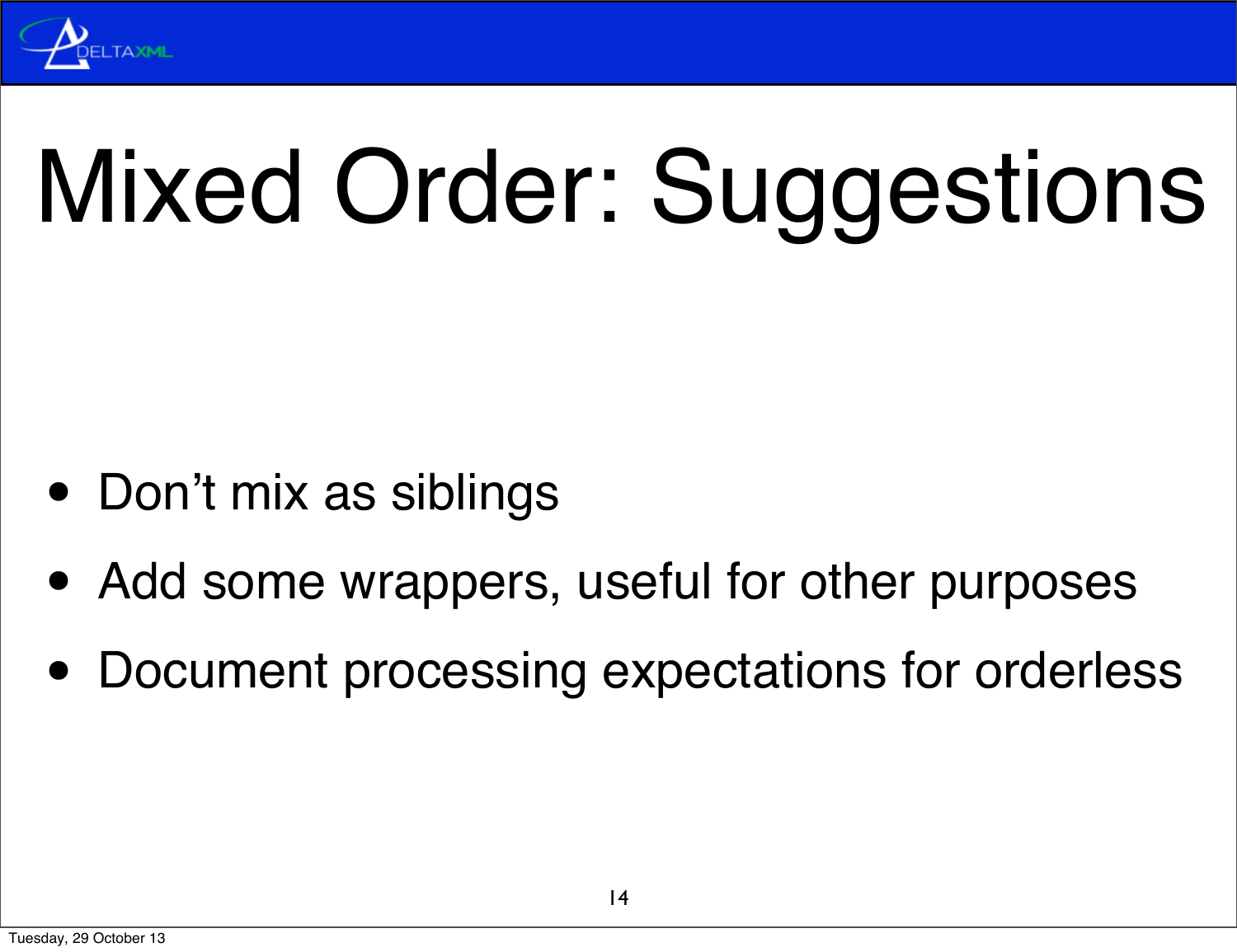# Mixed Order: Suggestions

- Don’t mix as siblings
- Add some wrappers, useful for other purposes
- Document processing expectations for orderless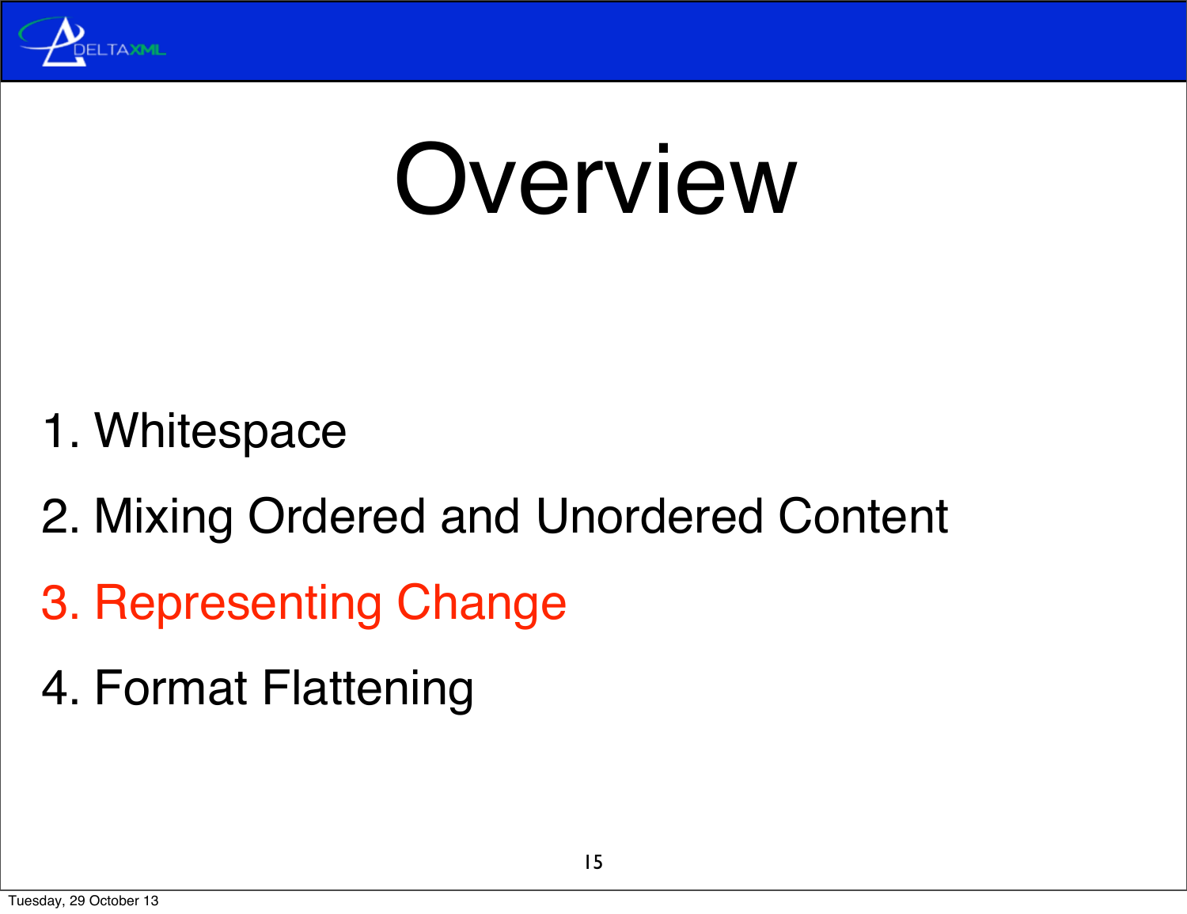# Overview

1. Whitespace
2. Mixing Ordered and Unordered Content
3. Representing Change
4. Format Flattening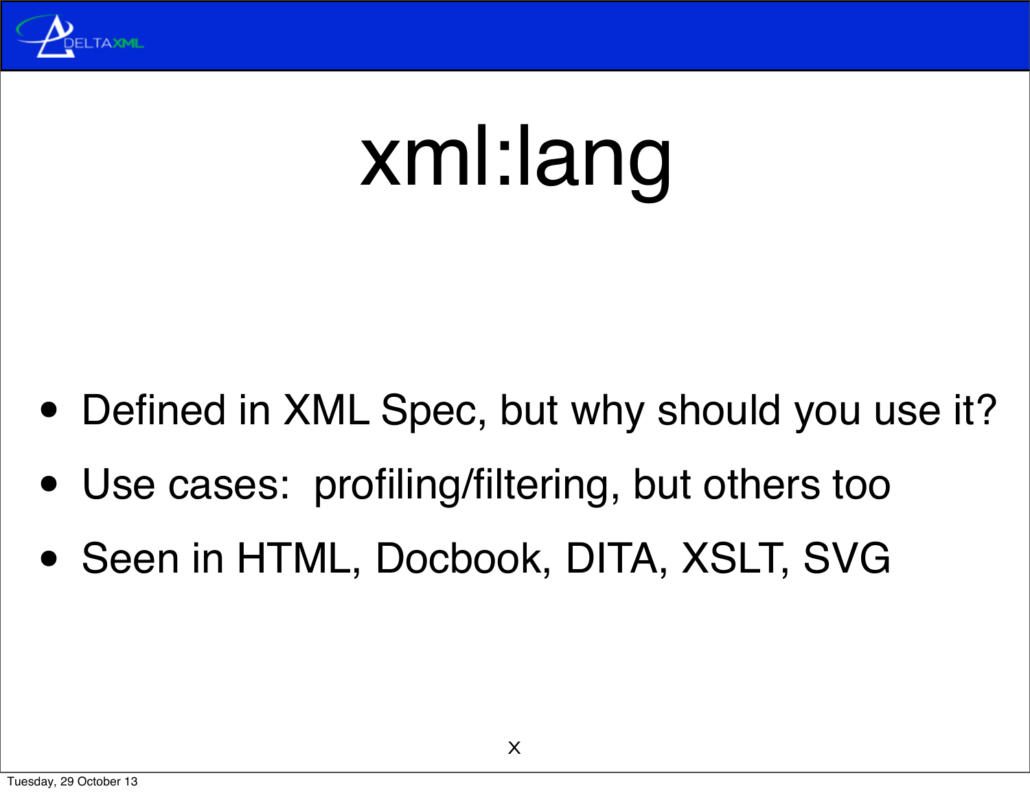# xml:lang

- Defined in XML Spec, but why should you use it?
- Use cases: profiling/filtering, but others too
- Seen in HTML, Docbook, DITA, XSLT, SVG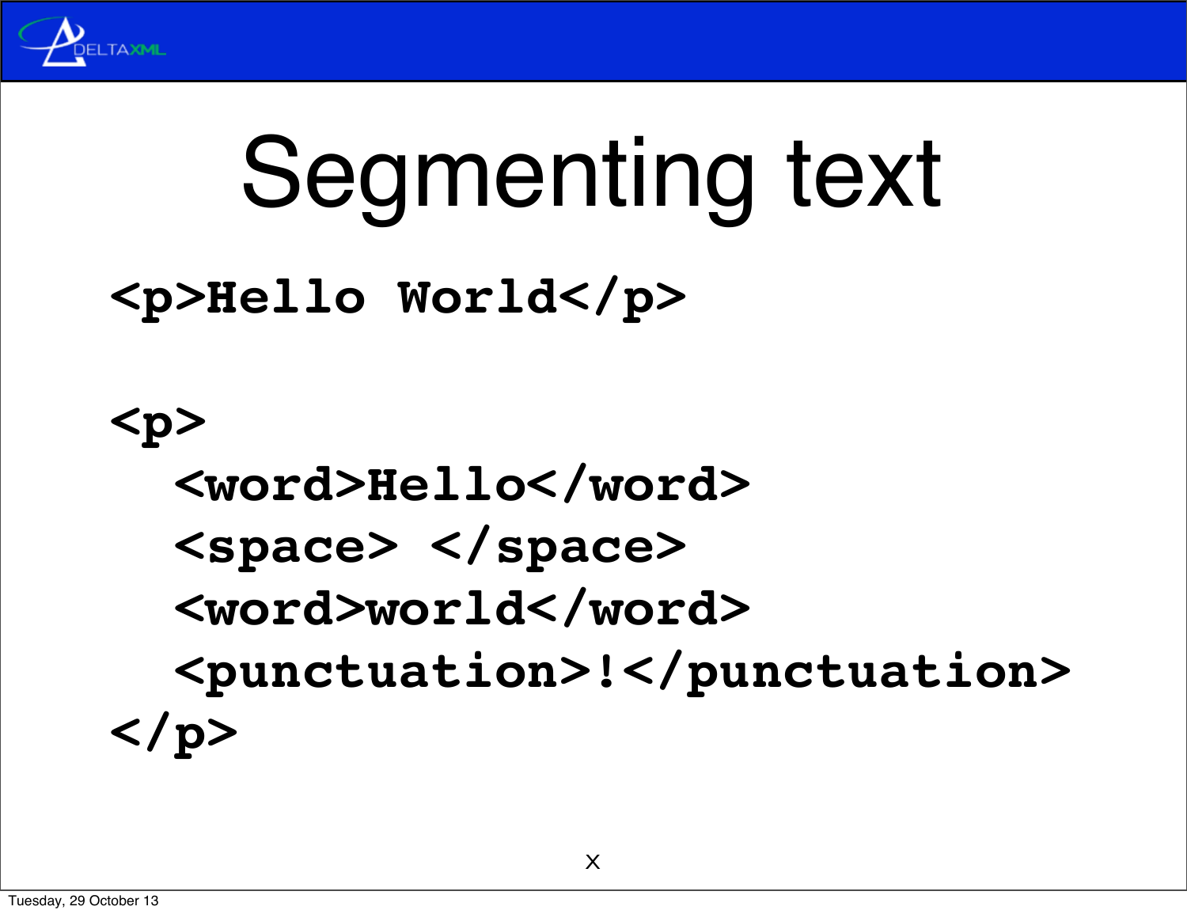# Segmenting text

```
<p>Hello World</p>

<p>
  <word>Hello</word>
  <space> </space>
  <word>world</word>
  <punctuation>!</punctuation>
</p>
```

x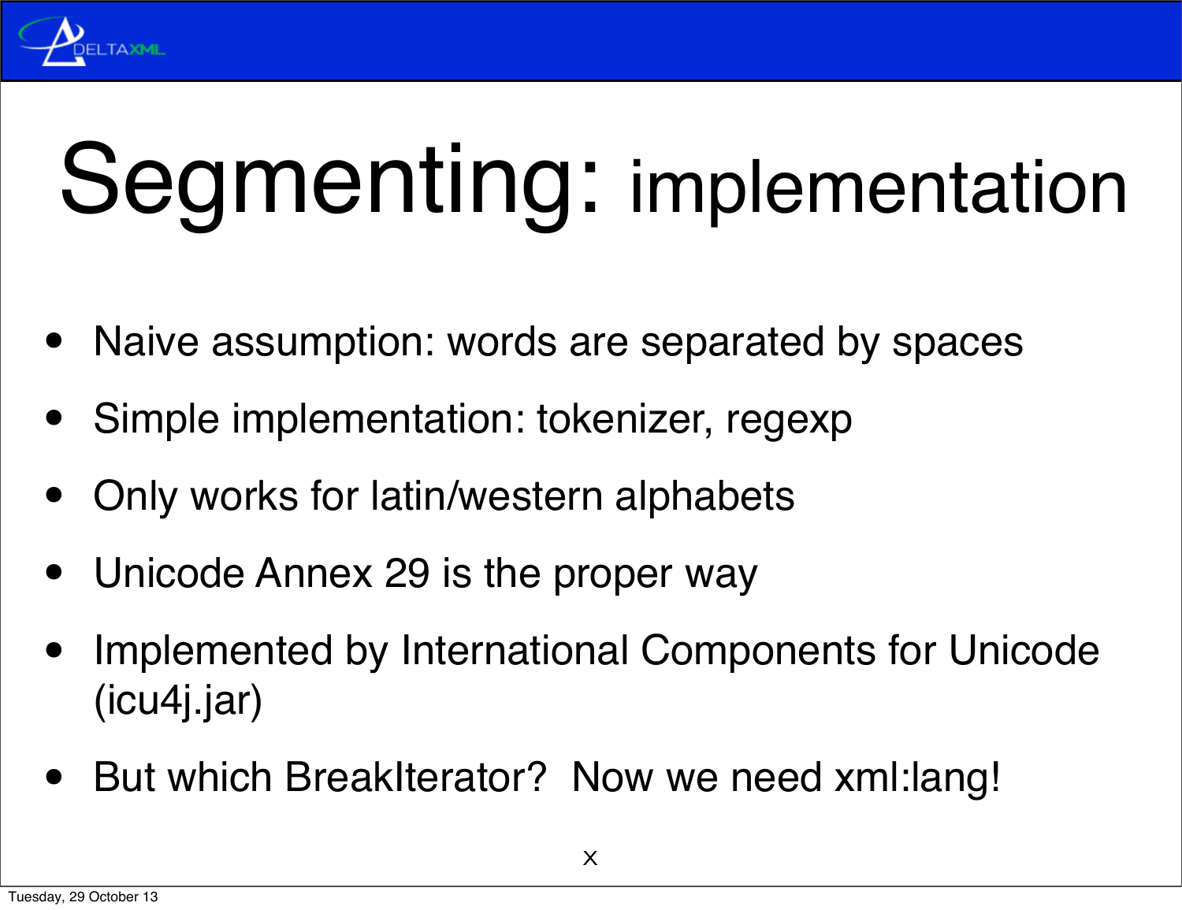# Segmenting: implementation

- Naive assumption: words are separated by spaces
- Simple implementation: tokenizer, regexp
- Only works for latin/western alphabets
- Unicode Annex 29 is the proper way
- Implemented by International Components for Unicode (icu4j.jar)
- But which BreakIterator?  Now we need xml:lang!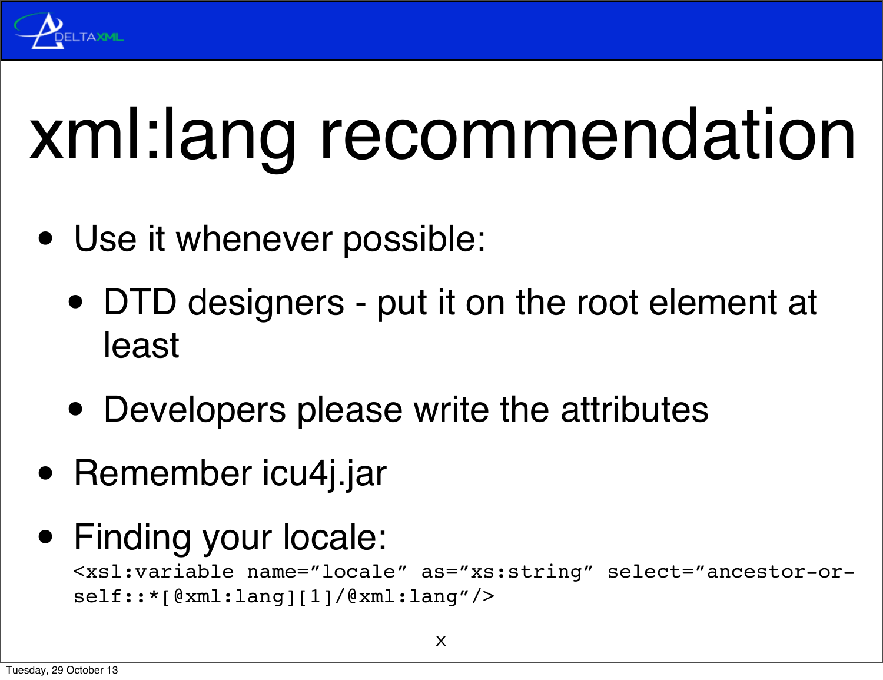# xml:lang recommendation

- Use it whenever possible:
  - DTD designers - put it on the root element at least
  - Developers please write the attributes
- Remember icu4j.jar
- Finding your locale:

```
<xsl:variable name="locale" as="xs:string" select="ancestor-or-self::*[@xml:lang][1]/@xml:lang"/>
```

x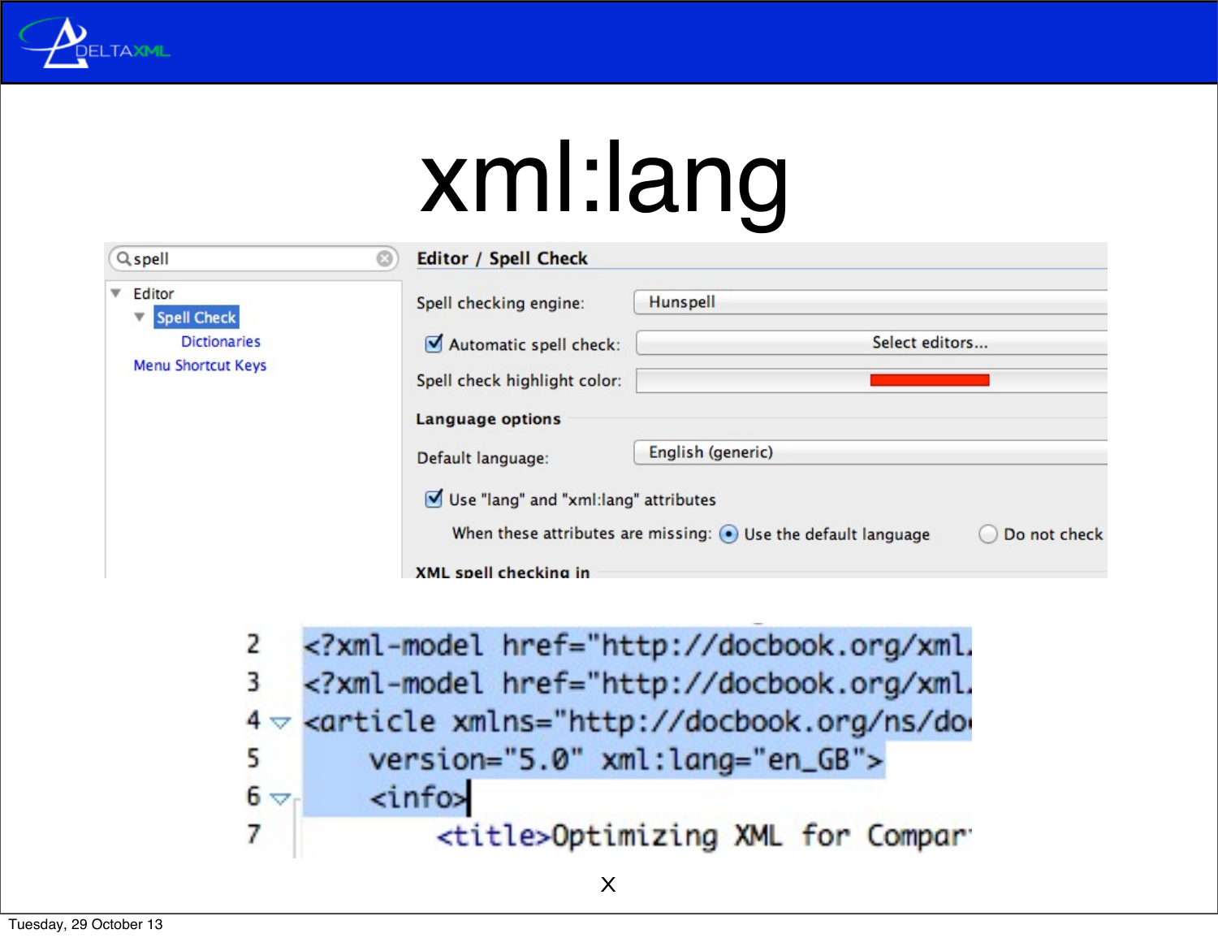# xml:lang

spell

- Editor
  - Spell Check
    - Dictionaries
  - Menu Shortcut Keys

**Editor / Spell Check**

Spell checking engine: Hunspell

☑ Automatic spell check: Select editors...

Spell check highlight color:

**Language options**

Default language: English (generic)

☑ Use "lang" and "xml:lang" attributes

When these attributes are missing: ◉ Use the default language ○ Do not check

**XML spell checking in**

```
2     <?xml-model href="http://docbook.org/xml.
3     <?xml-model href="http://docbook.org/xml.
4     <article xmlns="http://docbook.org/ns/do
5         version="5.0" xml:lang="en_GB">
6         <info>
7             <title>Optimizing XML for Compar
```

X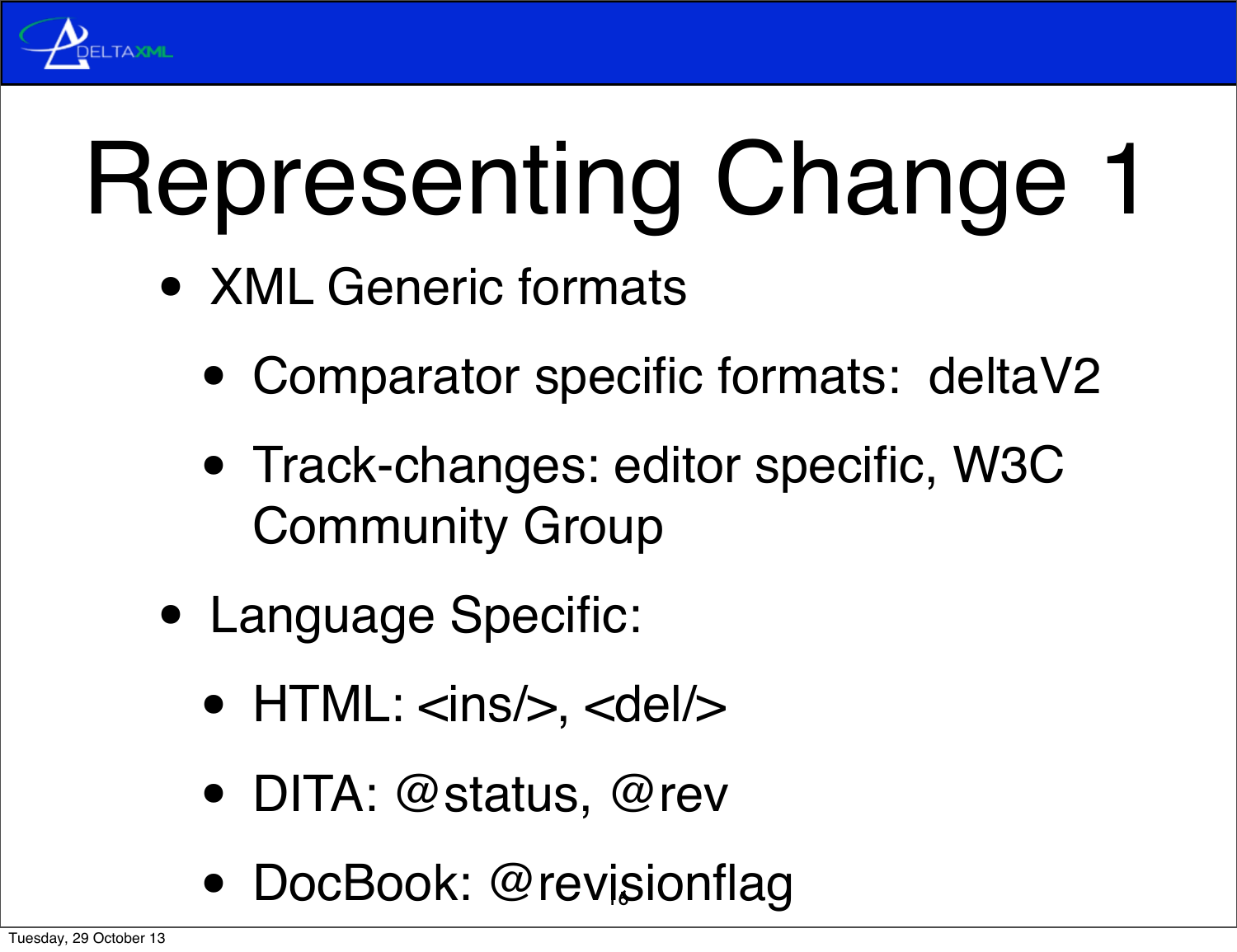# Representing Change 1

- XML Generic formats
  - Comparator specific formats: deltaV2
  - Track-changes: editor specific, W3C Community Group
- Language Specific:
  - HTML: <ins/>, <del/>
  - DITA: @status, @rev
  - DocBook: @revisionflag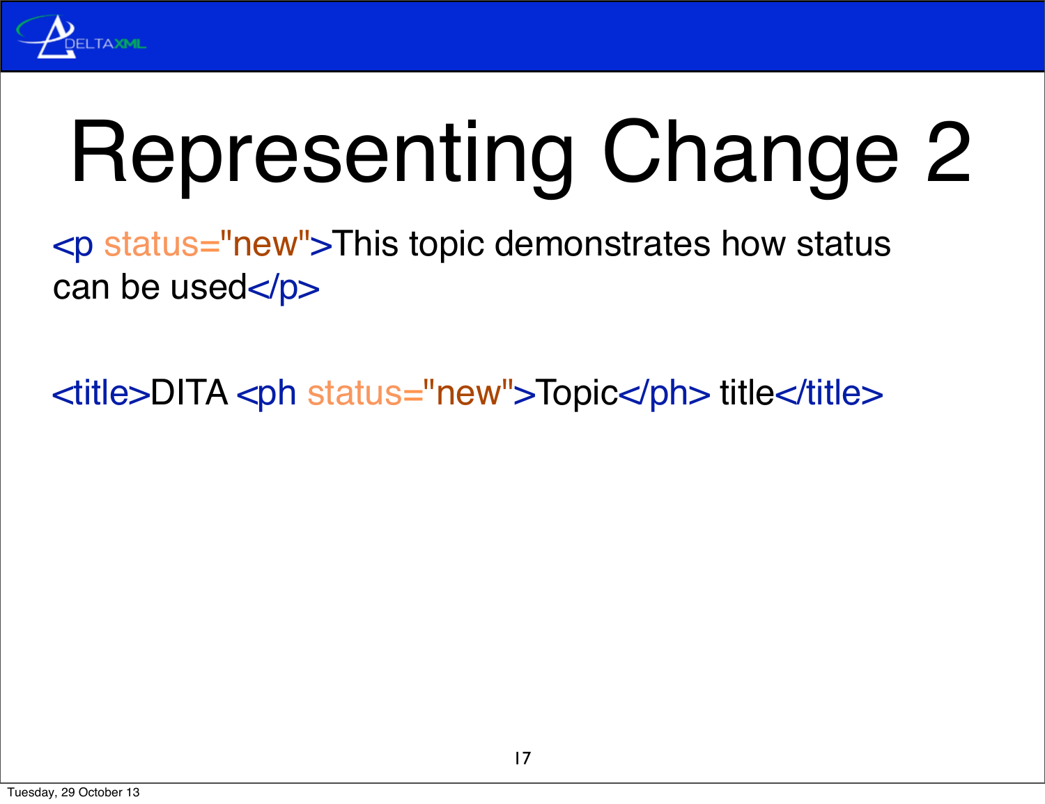# Representing Change 2

```
<p status="new">This topic demonstrates how status
can be used</p>

<title>DITA <ph status="new">Topic</ph> title</title>
```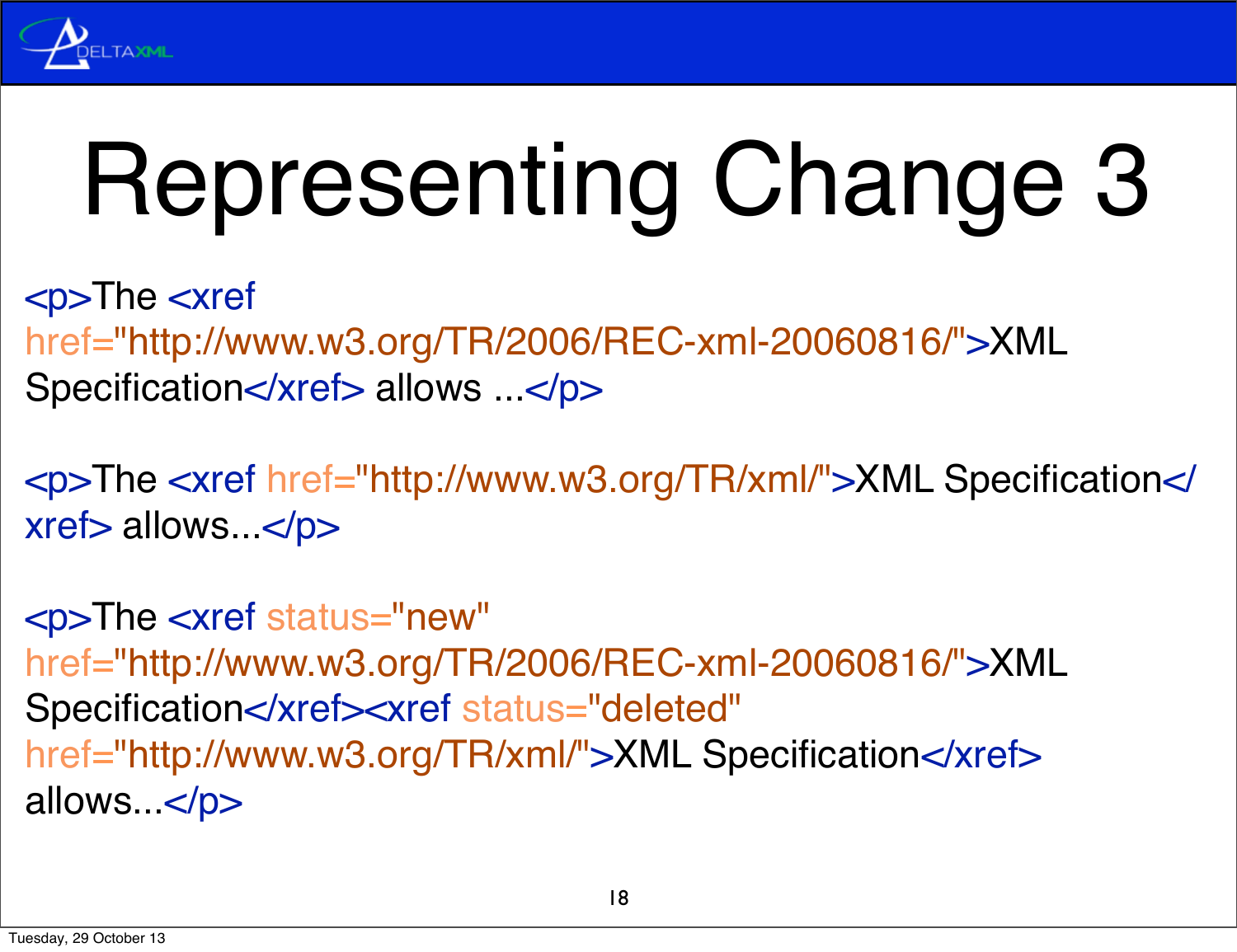# Representing Change 3

```
<p>The <xref
href="http://www.w3.org/TR/2006/REC-xml-20060816/">XML
Specification</xref> allows ...</p>

<p>The <xref href="http://www.w3.org/TR/xml/">XML Specification</
xref> allows...</p>

<p>The <xref status="new"
href="http://www.w3.org/TR/2006/REC-xml-20060816/">XML
Specification</xref><xref status="deleted"
href="http://www.w3.org/TR/xml/">XML Specification</xref>
allows...</p>
```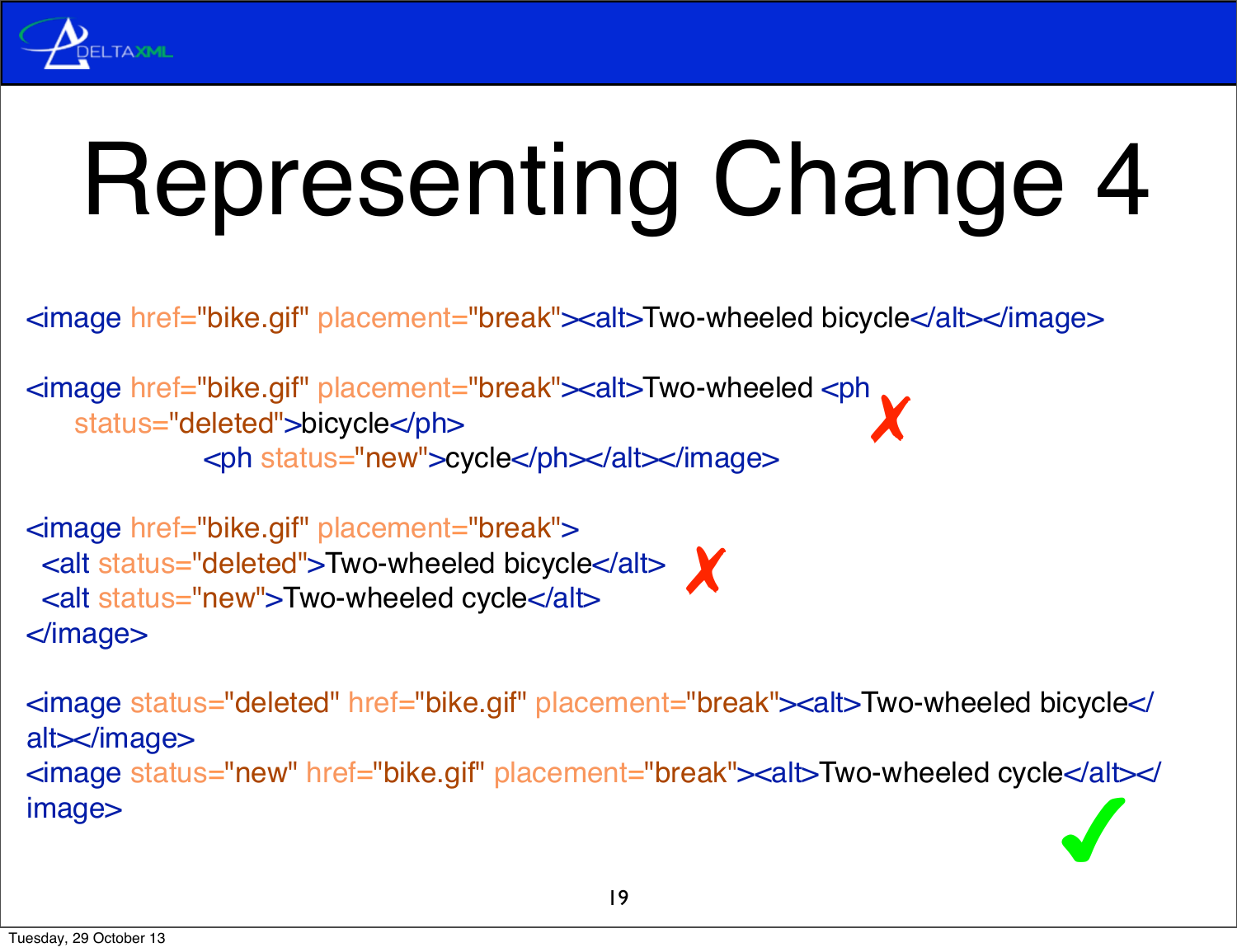# Representing Change 4

```
<image href="bike.gif" placement="break"><alt>Two-wheeled bicycle</alt></image>
```

```
<image href="bike.gif" placement="break"><alt>Two-wheeled <ph
    status="deleted">bicycle</ph>
            <ph status="new">cycle</ph></alt></image>
```

✗

```
<image href="bike.gif" placement="break">
  <alt status="deleted">Two-wheeled bicycle</alt>
  <alt status="new">Two-wheeled cycle</alt>
</image>
```

✗

```
<image status="deleted" href="bike.gif" placement="break"><alt>Two-wheeled bicycle</
alt></image>
<image status="new" href="bike.gif" placement="break"><alt>Two-wheeled cycle</alt></
image>
```

✓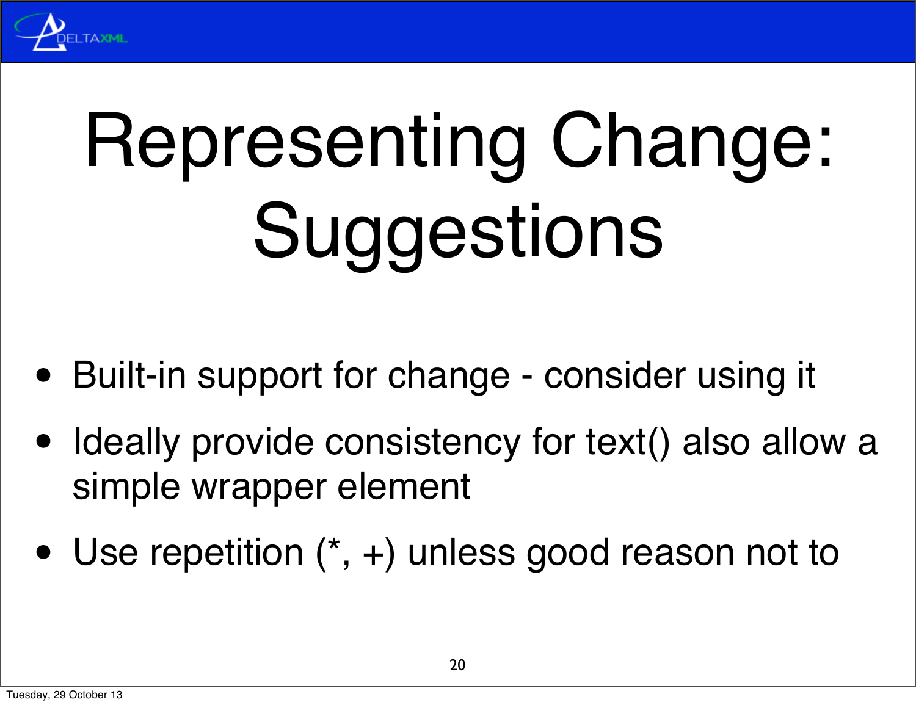# Representing Change: Suggestions

- Built-in support for change - consider using it
- Ideally provide consistency for text() also allow a simple wrapper element
- Use repetition (*, +) unless good reason not to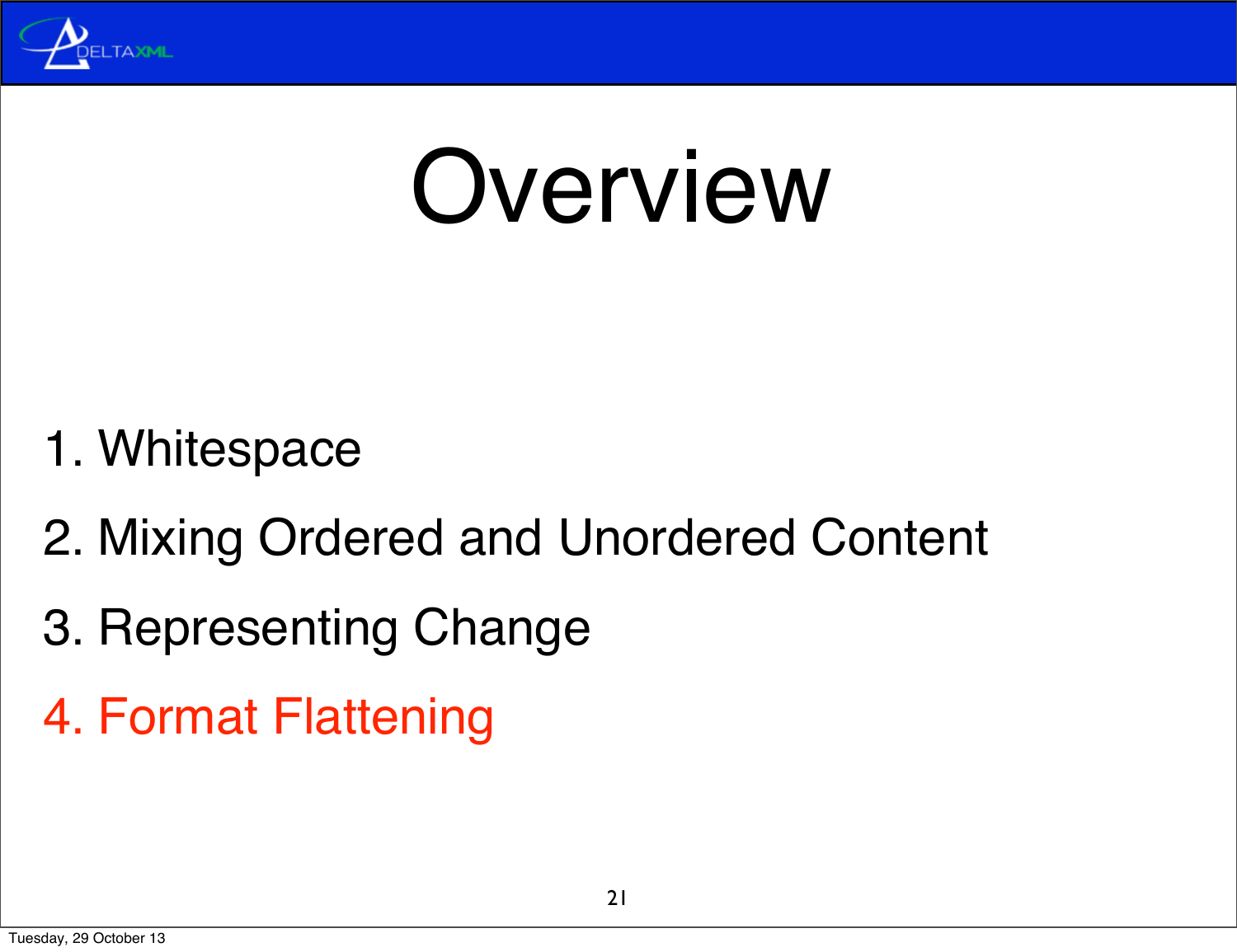# Overview

1. Whitespace
2. Mixing Ordered and Unordered Content
3. Representing Change
4. Format Flattening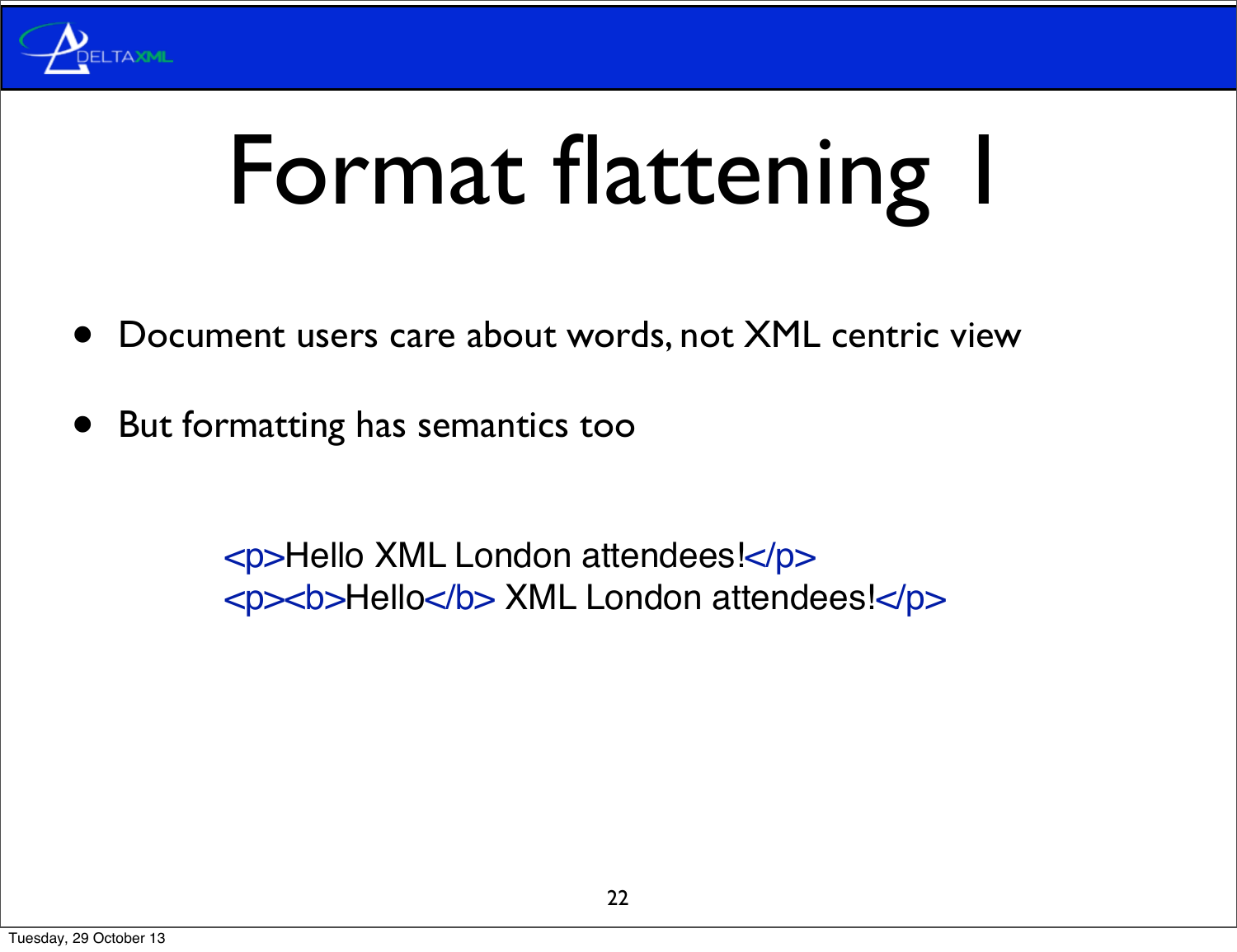# Format flattening 1

- Document users care about words, not XML centric view
- But formatting has semantics too

```
<p>Hello XML London attendees!</p>
<p><b>Hello</b> XML London attendees!</p>
```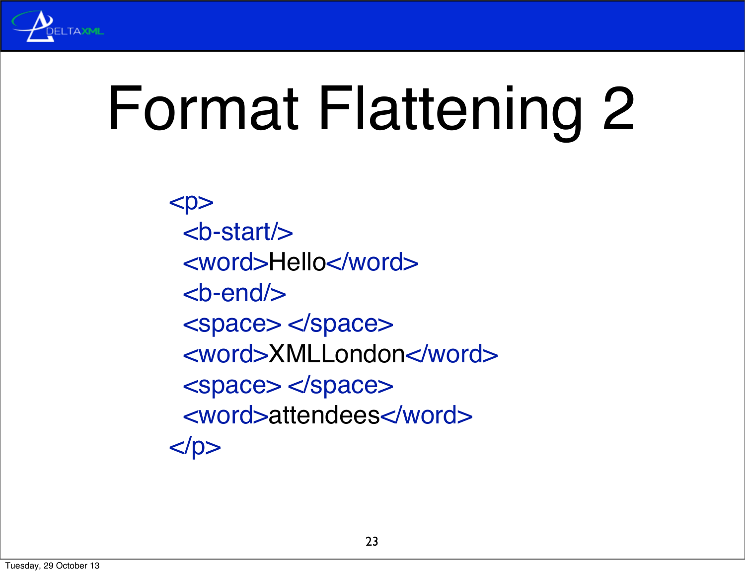# Format Flattening 2

```
<p>
  <b-start/>
  <word>Hello</word>
  <b-end/>
  <space> </space>
  <word>XMLLondon</word>
  <space> </space>
  <word>attendees</word>
</p>
```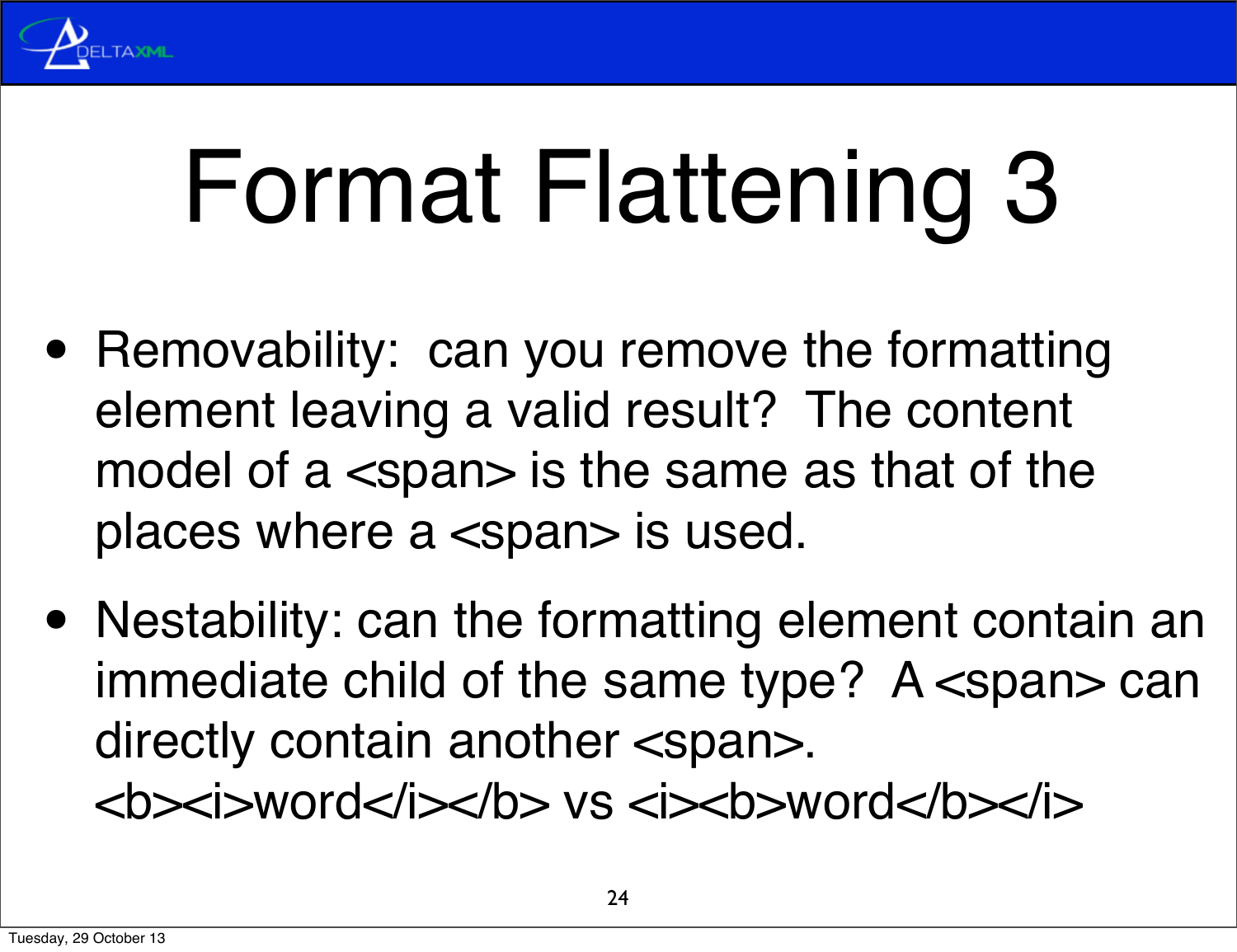# Format Flattening 3

- Removability: can you remove the formatting element leaving a valid result? The content model of a <span> is the same as that of the places where a <span> is used.
- Nestability: can the formatting element contain an immediate child of the same type? A <span> can directly contain another <span>. <b><i>word</i></b> vs <i><b>word</b></i>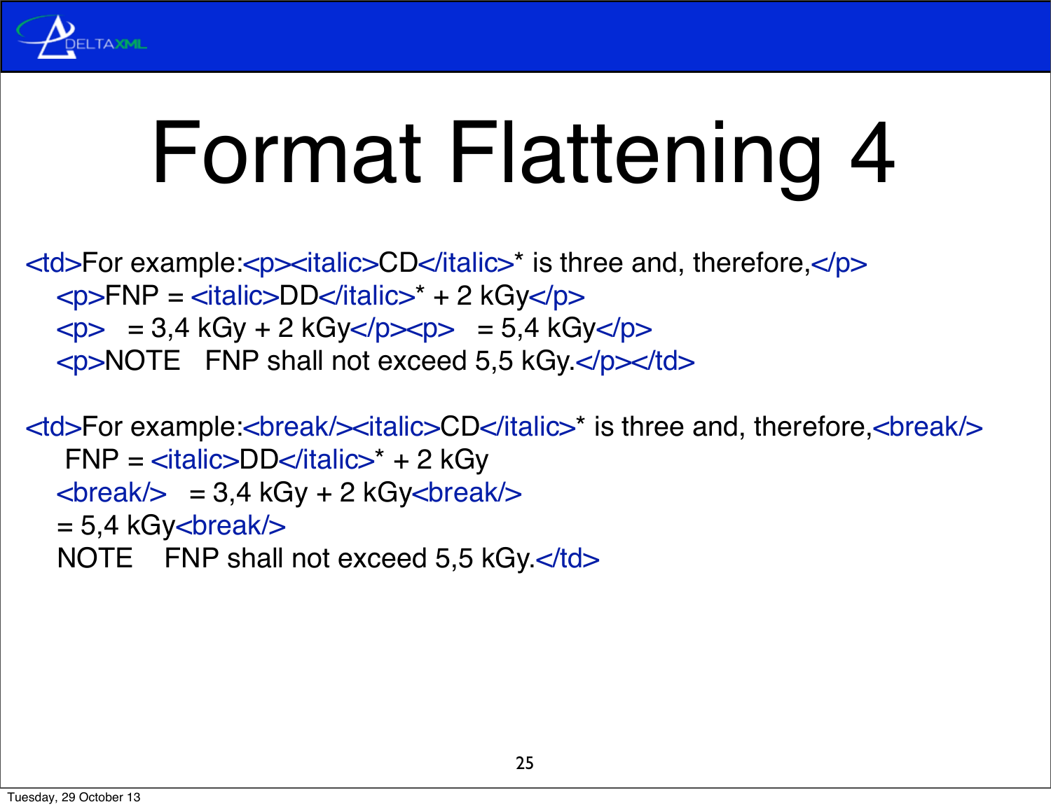# Format Flattening 4

```
<td>For example:<p><italic>CD</italic>* is three and, therefore,</p>
   <p>FNP = <italic>DD</italic>* + 2 kGy</p>
   <p>   = 3,4 kGy + 2 kGy</p><p>   = 5,4 kGy</p>
   <p>NOTE   FNP shall not exceed 5,5 kGy.</p></td>

<td>For example:<break/><italic>CD</italic>* is three and, therefore,<break/>
    FNP = <italic>DD</italic>* + 2 kGy
   <break/>   = 3,4 kGy + 2 kGy<break/>
   = 5,4 kGy<break/>
   NOTE    FNP shall not exceed 5,5 kGy.</td>
```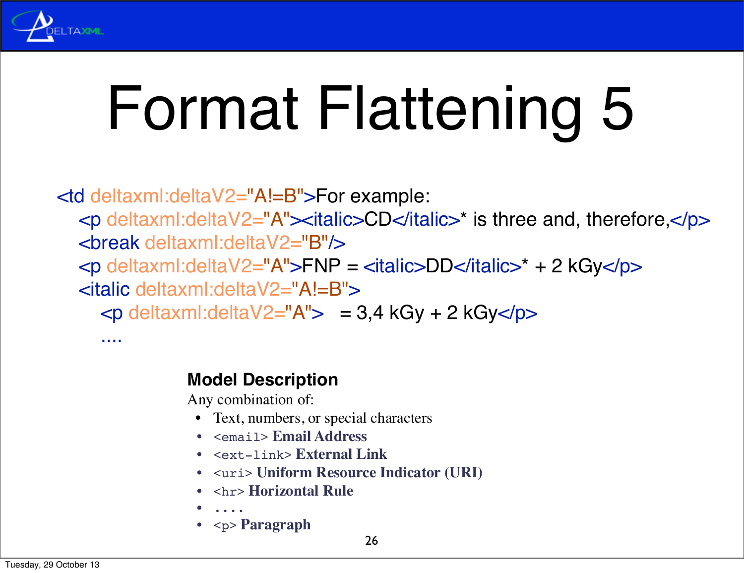# Format Flattening 5

```
<td deltaxml:deltaV2="A!=B">For example:
   <p deltaxml:deltaV2="A"><italic>CD</italic>* is three and, therefore,</p>
   <break deltaxml:deltaV2="B"/>
   <p deltaxml:deltaV2="A">FNP = <italic>DD</italic>* + 2 kGy</p>
   <italic deltaxml:deltaV2="A!=B">
      <p deltaxml:deltaV2="A">  = 3,4 kGy + 2 kGy</p>
      ....
```

**Model Description**

Any combination of:

- Text, numbers, or special characters
- `<email>` **Email Address**
- `<ext-link>` **External Link**
- `<uri>` **Uniform Resource Indicator (URI)**
- `<hr>` **Horizontal Rule**
- . . . .
- `<p>` **Paragraph**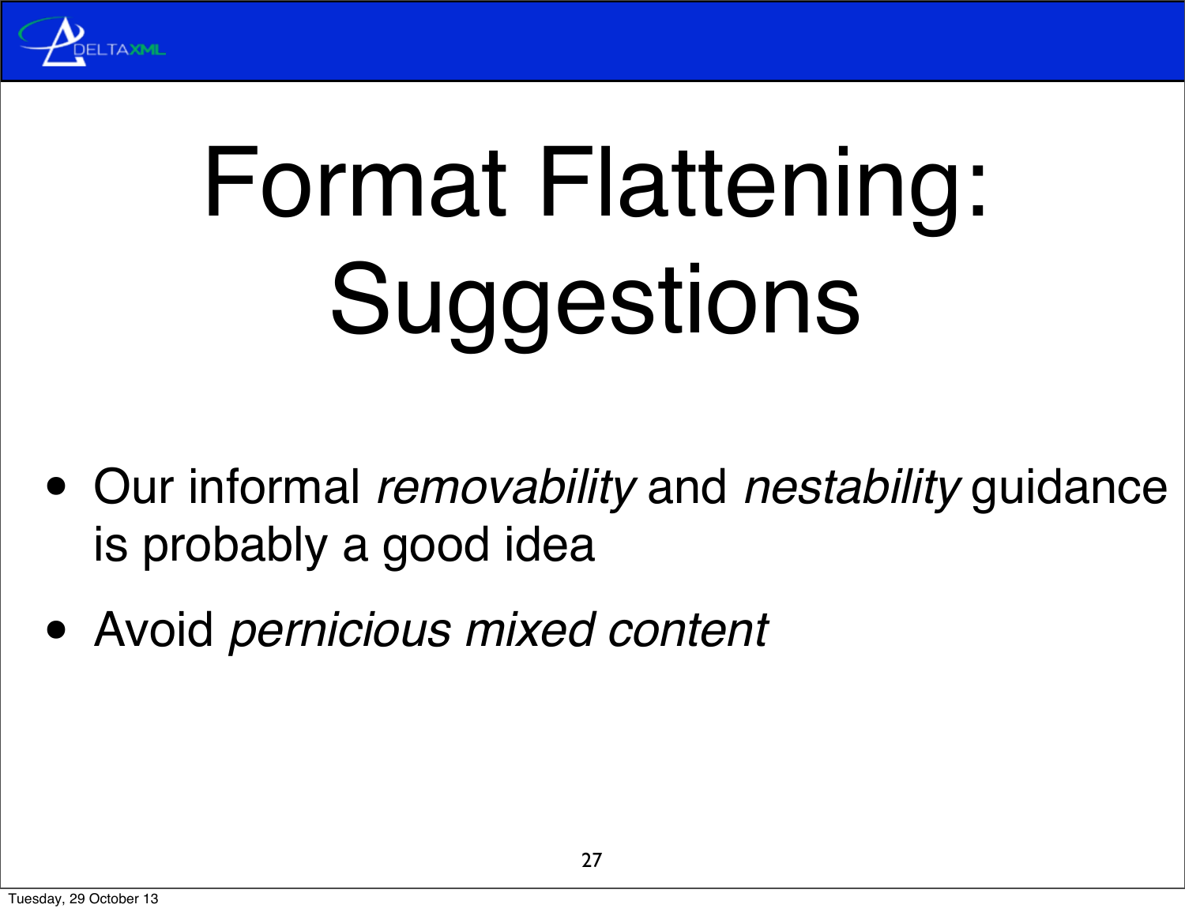# Format Flattening: Suggestions

- Our informal *removability* and *nestability* guidance is probably a good idea
- Avoid *pernicious mixed content*